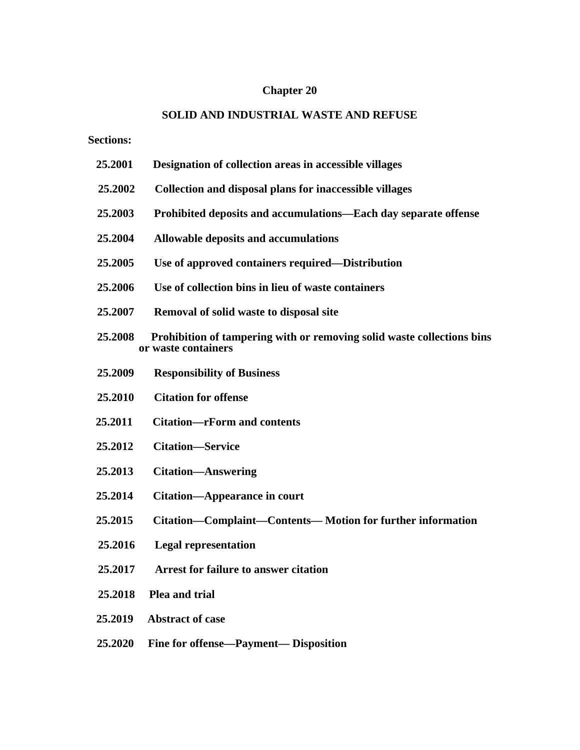# Chapter 20

## SOLID AND INDUSTRIAL WASTE AND REFUSE

**Sections:**

**25.2001 Designation of collection areas in accessible villages**

**25.2002 Collection and disposal plans for inaccessible villages**

**25.2003 Prohibited deposits and accumulations—Each day separate offense**

**25.2004 Allowable deposits and accumulations**

**25.2005 Use of approved containers required—Distribution**

**25.2006 Use of collection bins in lieu of waste containers**

**25.2007 Removal of solid waste to disposal site**

**25.2008 Prohibition of tampering with or removing solid waste collections bins or waste containers**

**25.2009 Responsibility of Business**

**25.2010 Citation for offense**

**25.2011 Citation—rForm and contents**

**25.2012 Citation—Service**

**25.2013 Citation—Answering**

**25.2014 Citation—Appearance in court**

**25.2015 Citation—Complaint—Contents— Motion for further information**

**25.2016 Legal representation**

**25.2017 Arrest for failure to answer citation**

**25.2018 Plea and trial**

**25.2019 Abstract of case**

**25.2020 Fine for offense—Payment— Disposition**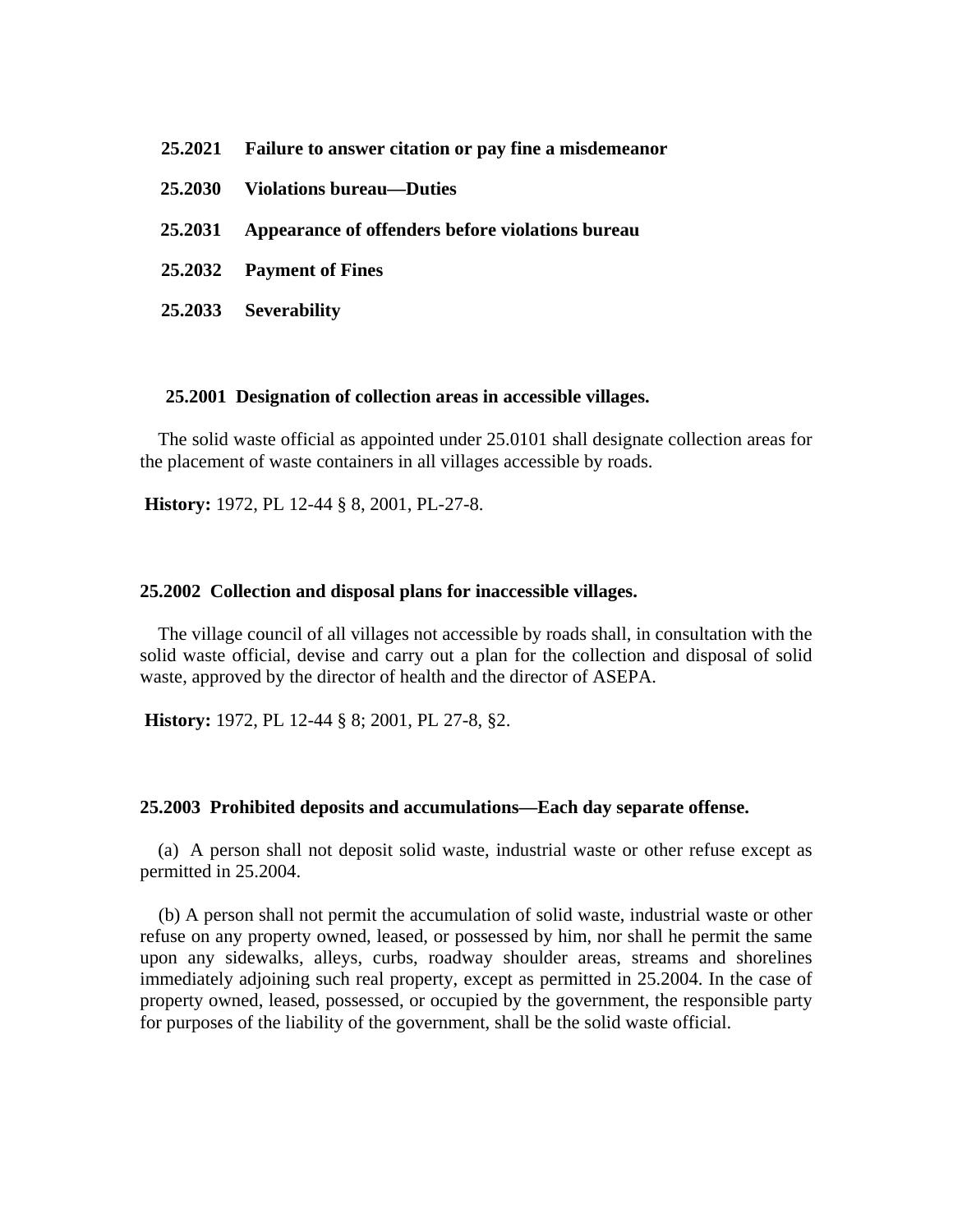**25.2021 Failure to answer citation or pay fine a misdemeanor**

**25.2030 Violations bureau—Duties**

**25.2031 Appearance of offenders before violations bureau**

**25.2032 Payment of Fines**

**25.2033 Severability**

### 25.2001 Designation of collection areas in accessible villages.

The solid waste official as appointed under 25.0101 shall designate collection areas for the placement of waste containers in all villages accessible by roads.

**History:** 1972, PL 12-44 § 8, 2001, PL-27-8.

### 25.2002 Collection and disposal plans for inaccessible villages.

The village council of all villages not accessible by roads shall, in consultation with the solid waste official, devise and carry out a plan for the collection and disposal of solid waste, approved by the director of health and the director of ASEPA.

**History:** 1972, PL 12-44 § 8; 2001, PL 27-8, §2.

### 25.2003 Prohibited deposits and accumulations—Each day separate offense.

(a) A person shall not deposit solid waste, industrial waste or other refuse except as permitted in 25.2004.

(b) A person shall not permit the accumulation of solid waste, industrial waste or other refuse on any property owned, leased, or possessed by him, nor shall he permit the same upon any sidewalks, alleys, curbs, roadway shoulder areas, streams and shorelines immediately adjoining such real property, except as permitted in 25.2004. In the case of property owned, leased, possessed, or occupied by the government, the responsible party for purposes of the liability of the government, shall be the solid waste official.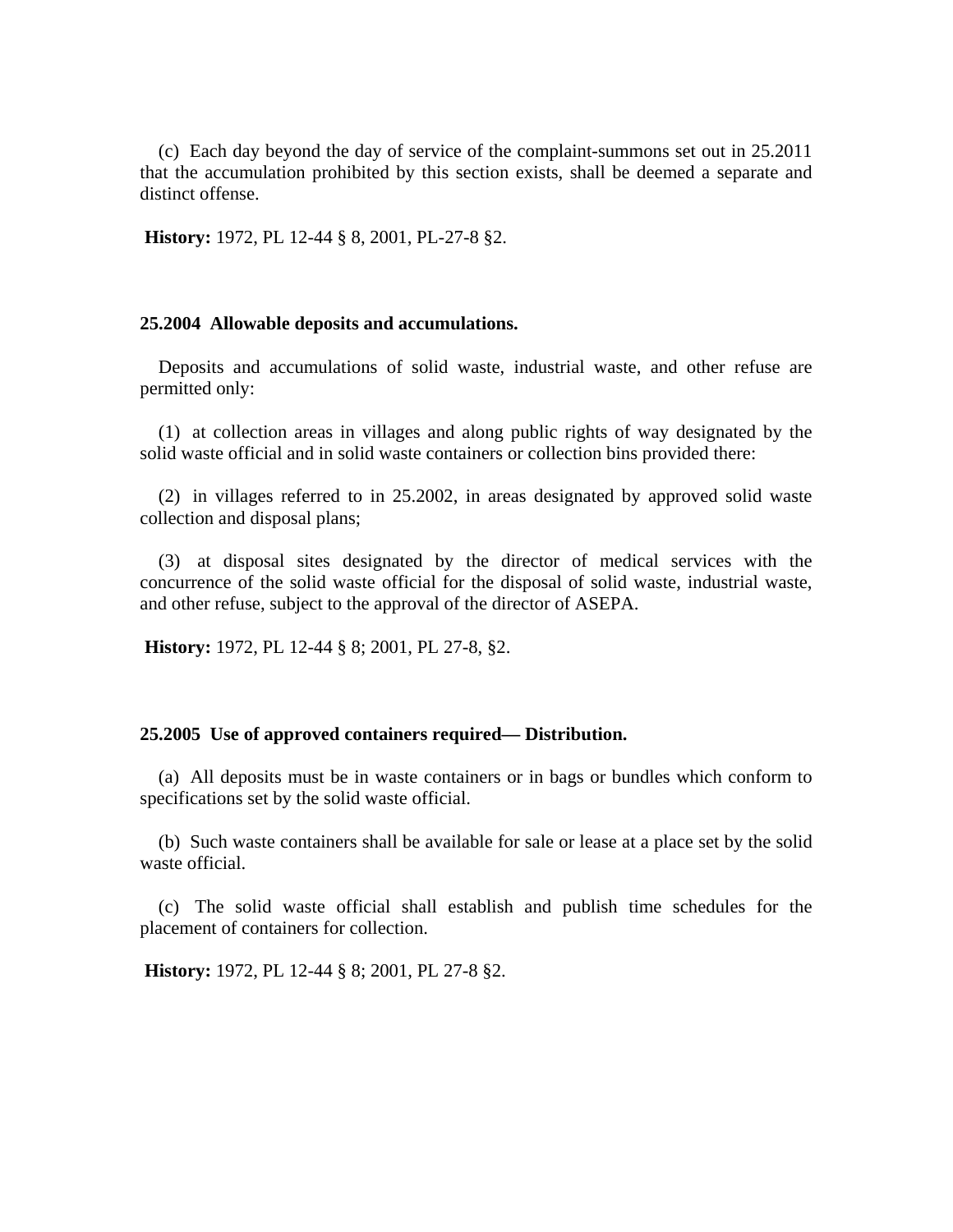(c) Each day beyond the day of service of the complaint-summons set out in 25.2011 that the accumulation prohibited by this section exists, shall be deemed a separate and distinct offense.

**History:** 1972, PL 12-44 § 8, 2001, PL-27-8 §2.

### 25.2004 Allowable deposits and accumulations.

Deposits and accumulations of solid waste, industrial waste, and other refuse are permitted only:

(1) at collection areas in villages and along public rights of way designated by the solid waste official and in solid waste containers or collection bins provided there:

(2) in villages referred to in 25.2002, in areas designated by approved solid waste collection and disposal plans;

(3) at disposal sites designated by the director of medical services with the concurrence of the solid waste official for the disposal of solid waste, industrial waste, and other refuse, subject to the approval of the director of ASEPA.

**History:** 1972, PL 12-44 § 8; 2001, PL 27-8, §2.

### 25.2005 Use of approved containers required— Distribution.

(a) All deposits must be in waste containers or in bags or bundles which conform to specifications set by the solid waste official.

(b) Such waste containers shall be available for sale or lease at a place set by the solid waste official.

(c) The solid waste official shall establish and publish time schedules for the placement of containers for collection.

**History:** 1972, PL 12-44 § 8; 2001, PL 27-8 §2.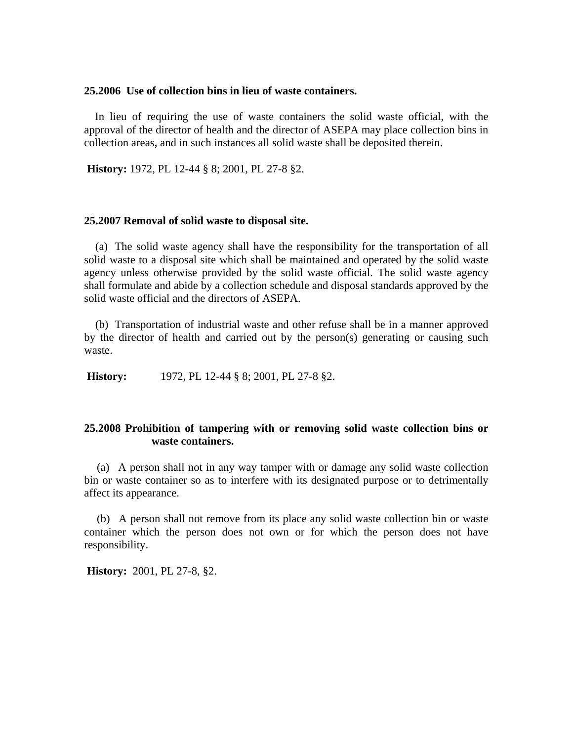**25.2006 Use of collection bins in lieu of waste containers.**

In lieu of requiring the use of waste containers the solid waste official, with the approval of the director of health and the director of ASEPA may place collection bins in collection areas, and in such instances all solid waste shall be deposited therein.

**History:** 1972, PL 12-44 § 8; 2001, PL 27-8 §2.

**25.2007 Removal of solid waste to disposal site.**

(a) The solid waste agency shall have the responsibility for the transportation of all solid waste to a disposal site which shall be maintained and operated by the solid waste agency unless otherwise provided by the solid waste official. The solid waste agency shall formulate and abide by a collection schedule and disposal standards approved by the solid waste official and the directors of ASEPA.

(b) Transportation of industrial waste and other refuse shall be in a manner approved by the director of health and carried out by the person(s) generating or causing such waste.

**History:** 1972, PL 12-44 § 8; 2001, PL 27-8 §2.

**25.2008 Prohibition of tampering with or removing solid waste collection bins or waste containers.**

(a) A person shall not in any way tamper with or damage any solid waste collection bin or waste container so as to interfere with its designated purpose or to detrimentally affect its appearance.

(b) A person shall not remove from its place any solid waste collection bin or waste container which the person does not own or for which the person does not have responsibility.

**History:** 2001, PL 27-8, §2.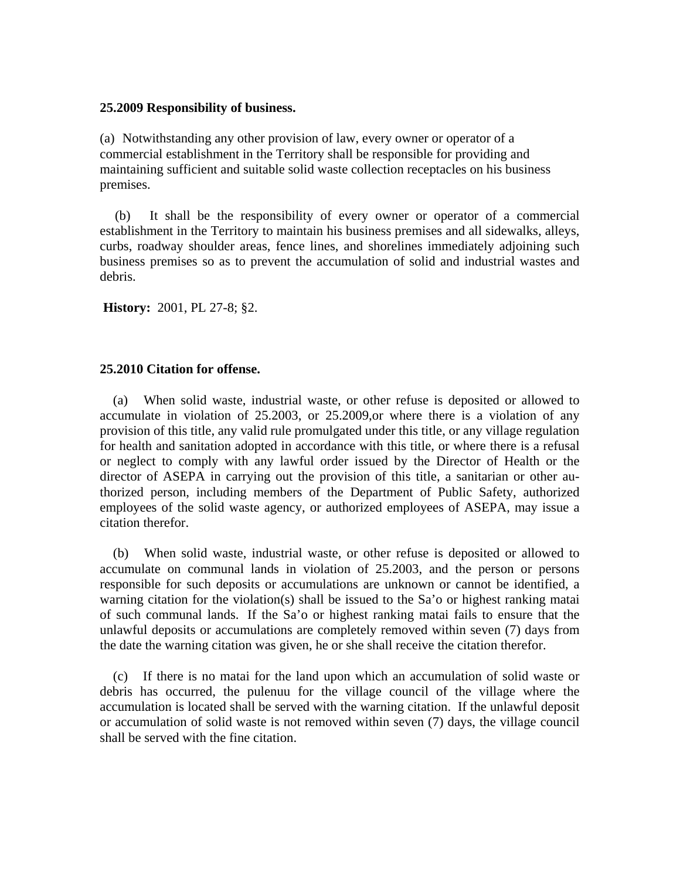**25.2009 Responsibility of business.**

(a) Notwithstanding any other provision of law, every owner or operator of a commercial establishment in the Territory shall be responsible for providing and maintaining sufficient and suitable solid waste collection receptacles on his business premises.

(b) It shall be the responsibility of every owner or operator of a commercial establishment in the Territory to maintain his business premises and all sidewalks, alleys, curbs, roadway shoulder areas, fence lines, and shorelines immediately adjoining such business premises so as to prevent the accumulation of solid and industrial wastes and debris.

**History:** 2001, PL 27-8; §2.

**25.2010 Citation for offense.**

(a) When solid waste, industrial waste, or other refuse is deposited or allowed to accumulate in violation of 25.2003, or 25.2009,or where there is a violation of any provision of this title, any valid rule promulgated under this title, or any village regulation for health and sanitation adopted in accordance with this title, or where there is a refusal or neglect to comply with any lawful order issued by the Director of Health or the director of ASEPA in carrying out the provision of this title, a sanitarian or other authorized person, including members of the Department of Public Safety, authorized employees of the solid waste agency, or authorized employees of ASEPA, may issue a citation therefor.

(b) When solid waste, industrial waste, or other refuse is deposited or allowed to accumulate on communal lands in violation of 25.2003, and the person or persons responsible for such deposits or accumulations are unknown or cannot be identified, a warning citation for the violation(s) shall be issued to the Sa'o or highest ranking matai of such communal lands. If the Sa'o or highest ranking matai fails to ensure that the unlawful deposits or accumulations are completely removed within seven (7) days from the date the warning citation was given, he or she shall receive the citation therefor.

(c) If there is no matai for the land upon which an accumulation of solid waste or debris has occurred, the pulenuu for the village council of the village where the accumulation is located shall be served with the warning citation. If the unlawful deposit or accumulation of solid waste is not removed within seven (7) days, the village council shall be served with the fine citation.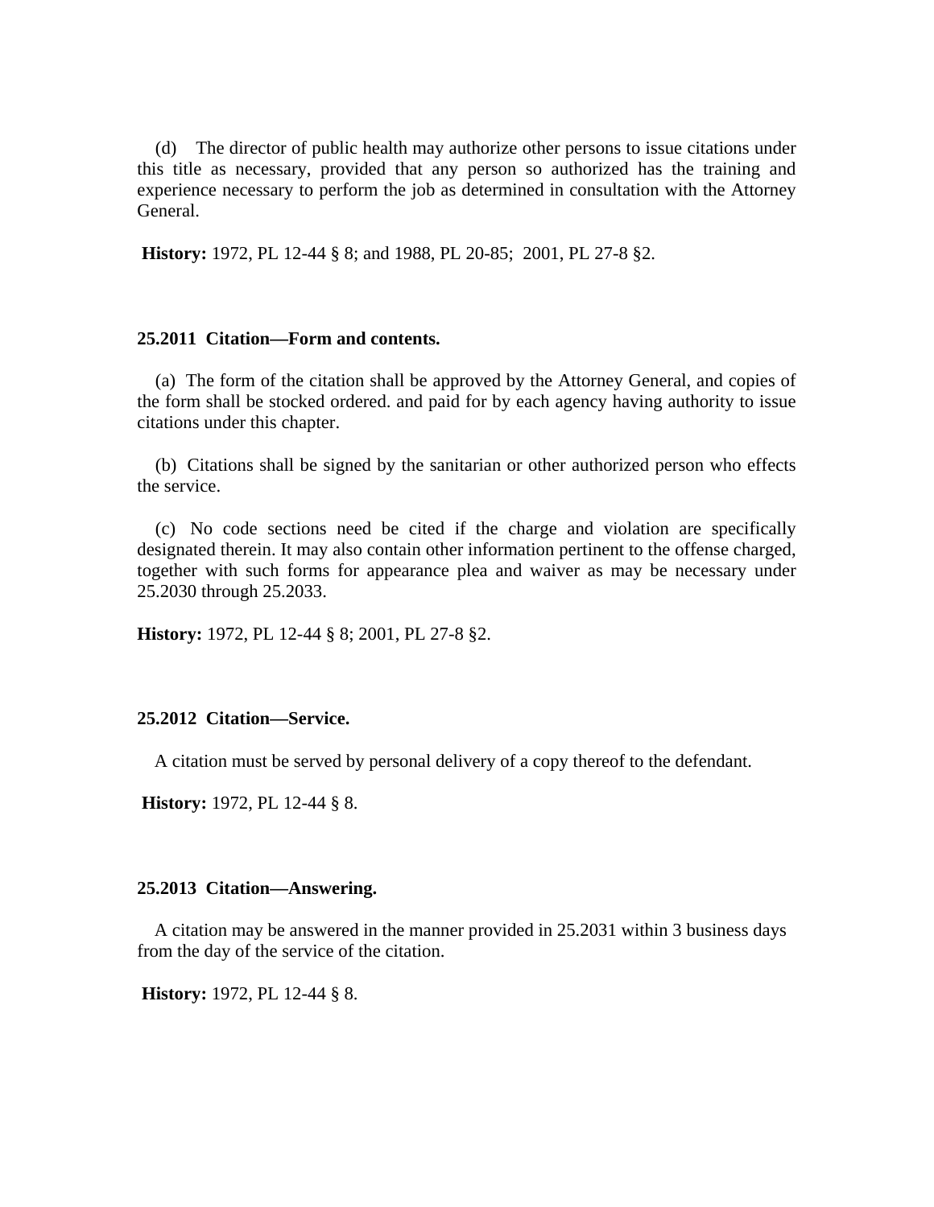(d) The director of public health may authorize other persons to issue citations under this title as necessary, provided that any person so authorized has the training and experience necessary to perform the job as determined in consultation with the Attorney General.

**History:** 1972, PL 12-44 § 8; and 1988, PL 20-85; 2001, PL 27-8 §2.

### 25.2011 Citation—Form and contents.

(a) The form of the citation shall be approved by the Attorney General, and copies of the form shall be stocked ordered. and paid for by each agency having authority to issue citations under this chapter.

(b) Citations shall be signed by the sanitarian or other authorized person who effects the service.

(c) No code sections need be cited if the charge and violation are specifically designated therein. It may also contain other information pertinent to the offense charged, together with such forms for appearance plea and waiver as may be necessary under 25.2030 through 25.2033.

**History:** 1972, PL 12-44 § 8; 2001, PL 27-8 §2.

### 25.2012 Citation—Service.

A citation must be served by personal delivery of a copy thereof to the defendant.

**History:** 1972, PL 12-44 § 8.

### 25.2013 Citation—Answering.

A citation may be answered in the manner provided in 25.2031 within 3 business days from the day of the service of the citation.

**History:** 1972, PL 12-44 § 8.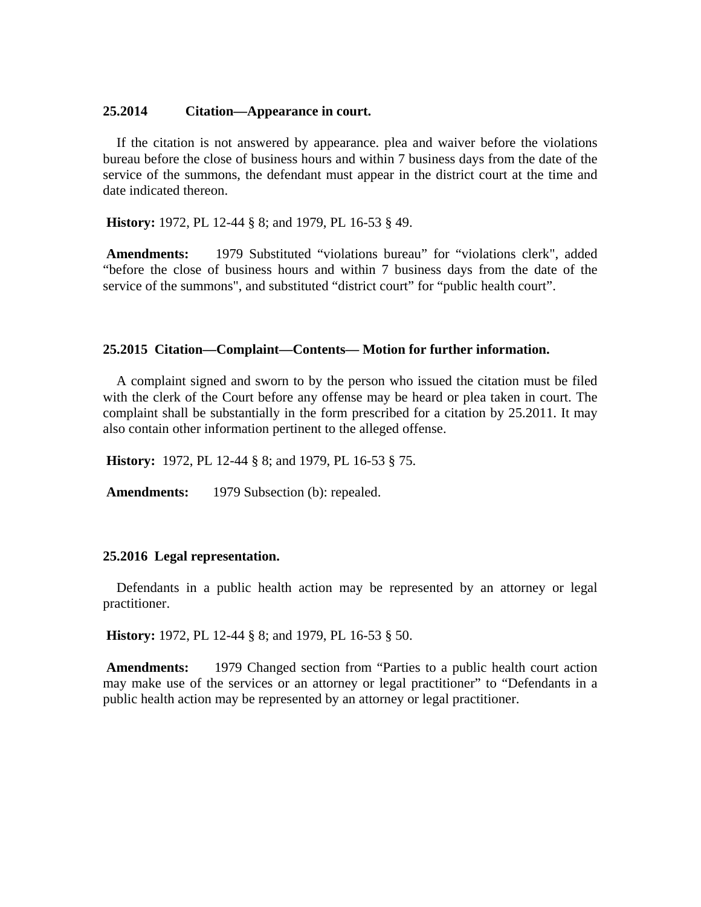**25.2014 Citation—Appearance in court.**

If the citation is not answered by appearance. plea and waiver before the violations bureau before the close of business hours and within 7 business days from the date of the service of the summons, the defendant must appear in the district court at the time and date indicated thereon.

**History:** 1972, PL 12-44 § 8; and 1979, PL 16-53 § 49.

**Amendments:** 1979 Substituted "violations bureau" for "violations clerk", added "before the close of business hours and within 7 business days from the date of the service of the summons", and substituted "district court" for "public health court".

**25.2015 Citation—Complaint—Contents— Motion for further information.**

A complaint signed and sworn to by the person who issued the citation must be filed with the clerk of the Court before any offense may be heard or plea taken in court. The complaint shall be substantially in the form prescribed for a citation by 25.2011. It may also contain other information pertinent to the alleged offense.

**History:** 1972, PL 12-44 § 8; and 1979, PL 16-53 § 75.

**Amendments:** 1979 Subsection (b): repealed.

**25.2016 Legal representation.**

Defendants in a public health action may be represented by an attorney or legal practitioner.

**History:** 1972, PL 12-44 § 8; and 1979, PL 16-53 § 50.

**Amendments:** 1979 Changed section from "Parties to a public health court action may make use of the services or an attorney or legal practitioner" to "Defendants in a public health action may be represented by an attorney or legal practitioner.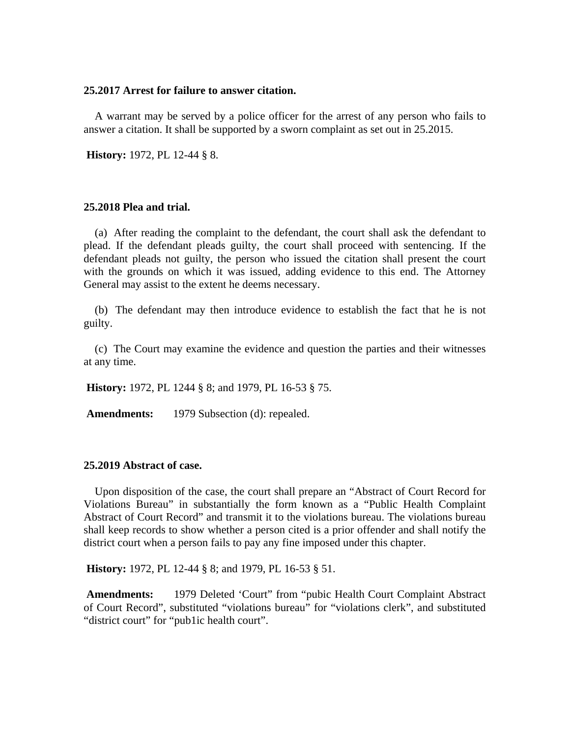**25.2017 Arrest for failure to answer citation.**

A warrant may be served by a police officer for the arrest of any person who fails to answer a citation. It shall be supported by a sworn complaint as set out in 25.2015.

**History:** 1972, PL 12-44 § 8.

**25.2018 Plea and trial.**

(a) After reading the complaint to the defendant, the court shall ask the defendant to plead. If the defendant pleads guilty, the court shall proceed with sentencing. If the defendant pleads not guilty, the person who issued the citation shall present the court with the grounds on which it was issued, adding evidence to this end. The Attorney General may assist to the extent he deems necessary.

(b) The defendant may then introduce evidence to establish the fact that he is not guilty.

(c) The Court may examine the evidence and question the parties and their witnesses at any time.

**History:** 1972, PL 1244 § 8; and 1979, PL 16-53 § 75.

**Amendments:** 1979 Subsection (d): repealed.

**25.2019 Abstract of case.**

Upon disposition of the case, the court shall prepare an "Abstract of Court Record for Violations Bureau" in substantially the form known as a "Public Health Complaint Abstract of Court Record" and transmit it to the violations bureau. The violations bureau shall keep records to show whether a person cited is a prior offender and shall notify the district court when a person fails to pay any fine imposed under this chapter.

**History:** 1972, PL 12-44 § 8; and 1979, PL 16-53 § 51.

**Amendments:** 1979 Deleted 'Court" from "pubic Health Court Complaint Abstract of Court Record", substituted "violations bureau" for "violations clerk", and substituted "district court" for "pub1ic health court".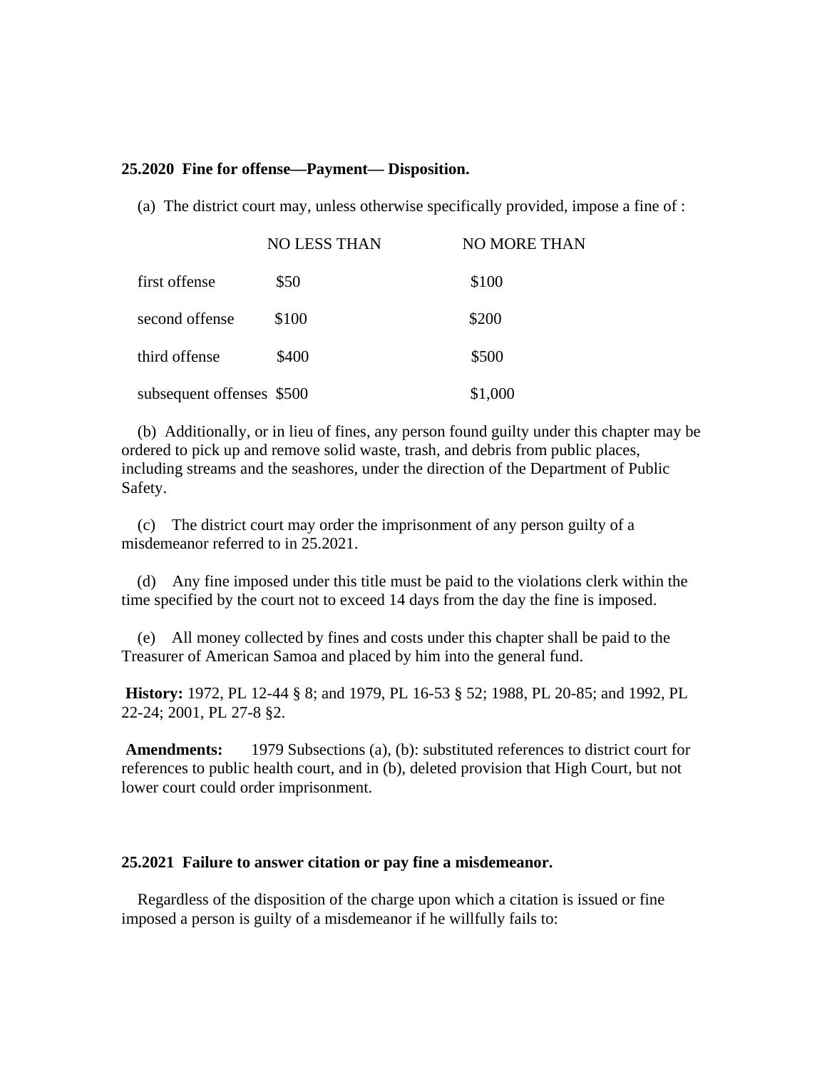**25.2020 Fine for offense—Payment— Disposition.**

(a) The district court may, unless otherwise specifically provided, impose a fine of :

| | NO LESS THAN | NO MORE THAN |
|---|---|---|
| first offense | $50 | $100 |
| second offense | $100 | $200 |
| third offense | $400 | $500 |
| subsequent offenses | $500 | $1,000 |

(b) Additionally, or in lieu of fines, any person found guilty under this chapter may be ordered to pick up and remove solid waste, trash, and debris from public places, including streams and the seashores, under the direction of the Department of Public Safety.

(c) The district court may order the imprisonment of any person guilty of a misdemeanor referred to in 25.2021.

(d) Any fine imposed under this title must be paid to the violations clerk within the time specified by the court not to exceed 14 days from the day the fine is imposed.

(e) All money collected by fines and costs under this chapter shall be paid to the Treasurer of American Samoa and placed by him into the general fund.

**History:** 1972, PL 12-44 § 8; and 1979, PL 16-53 § 52; 1988, PL 20-85; and 1992, PL 22-24; 2001, PL 27-8 §2.

**Amendments:** 1979 Subsections (a), (b): substituted references to district court for references to public health court, and in (b), deleted provision that High Court, but not lower court could order imprisonment.

**25.2021 Failure to answer citation or pay fine a misdemeanor.**

Regardless of the disposition of the charge upon which a citation is issued or fine imposed a person is guilty of a misdemeanor if he willfully fails to: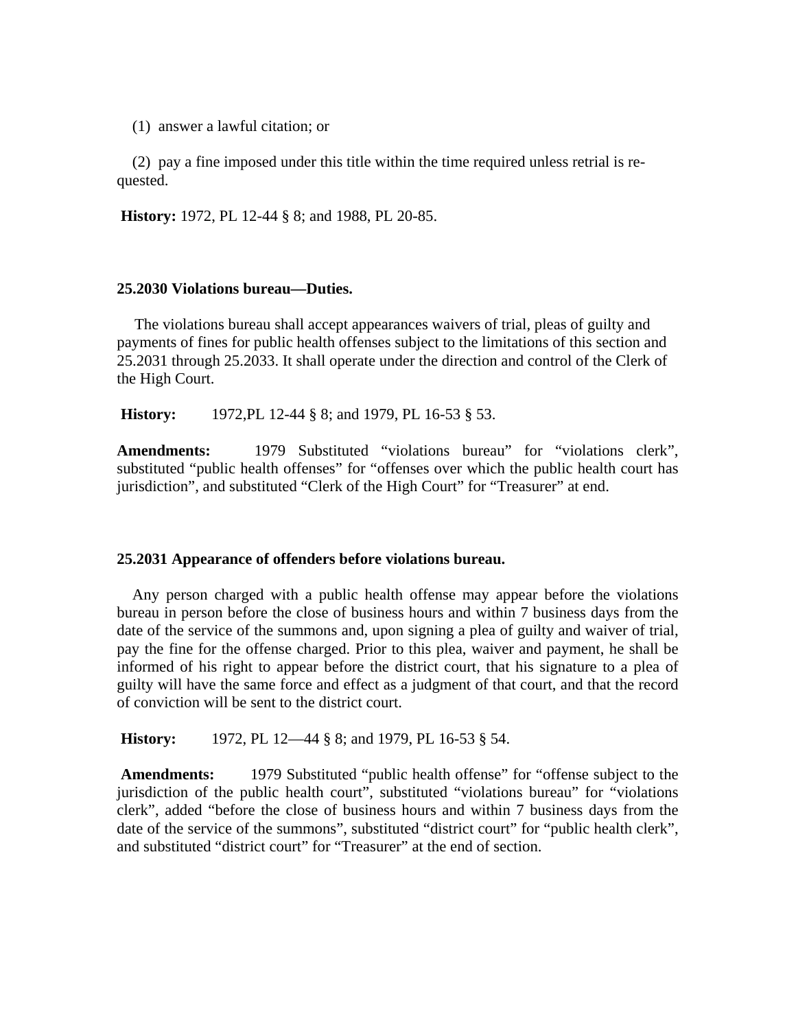(1) answer a lawful citation; or

(2) pay a fine imposed under this title within the time required unless retrial is requested.

**History:** 1972, PL 12-44 § 8; and 1988, PL 20-85.

**25.2030 Violations bureau—Duties.**

The violations bureau shall accept appearances waivers of trial, pleas of guilty and payments of fines for public health offenses subject to the limitations of this section and 25.2031 through 25.2033. It shall operate under the direction and control of the Clerk of the High Court.

**History:** 1972,PL 12-44 § 8; and 1979, PL 16-53 § 53.

**Amendments:** 1979 Substituted "violations bureau" for "violations clerk", substituted "public health offenses" for "offenses over which the public health court has jurisdiction", and substituted "Clerk of the High Court" for "Treasurer" at end.

**25.2031 Appearance of offenders before violations bureau.**

Any person charged with a public health offense may appear before the violations bureau in person before the close of business hours and within 7 business days from the date of the service of the summons and, upon signing a plea of guilty and waiver of trial, pay the fine for the offense charged. Prior to this plea, waiver and payment, he shall be informed of his right to appear before the district court, that his signature to a plea of guilty will have the same force and effect as a judgment of that court, and that the record of conviction will be sent to the district court.

**History:** 1972, PL 12—44 § 8; and 1979, PL 16-53 § 54.

**Amendments:** 1979 Substituted "public health offense" for "offense subject to the jurisdiction of the public health court", substituted "violations bureau" for "violations clerk", added "before the close of business hours and within 7 business days from the date of the service of the summons", substituted "district court" for "public health clerk", and substituted "district court" for "Treasurer" at the end of section.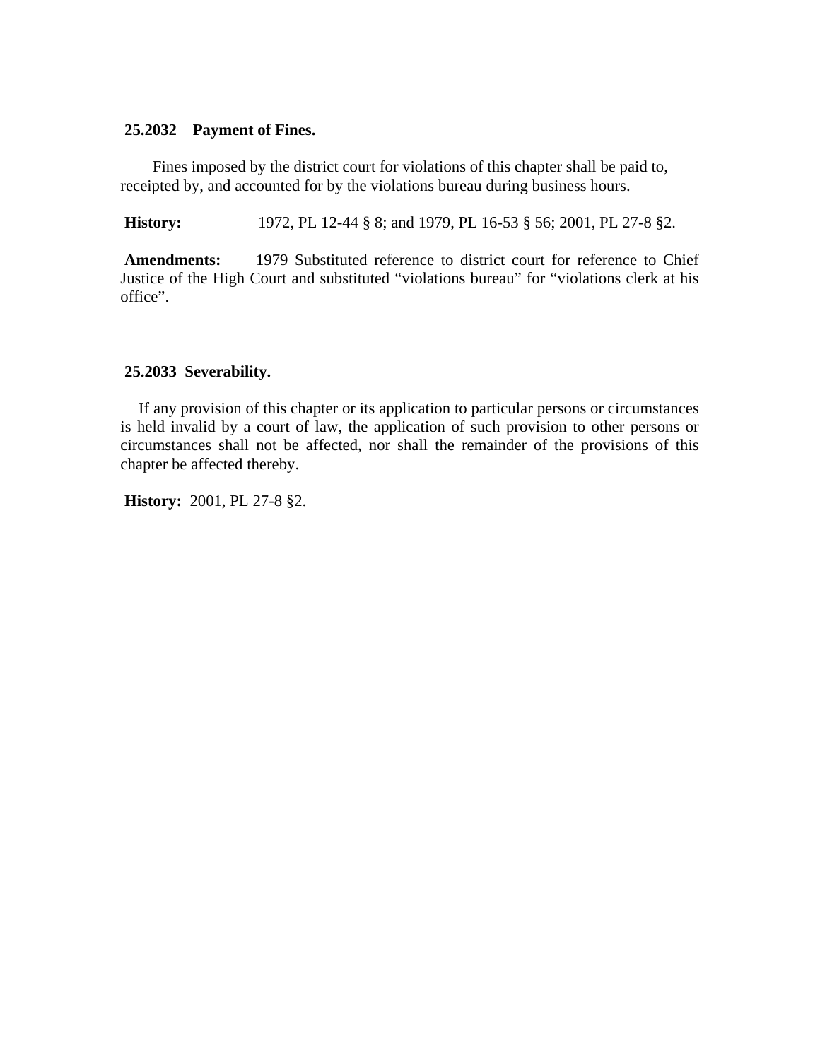**25.2032 Payment of Fines.**

Fines imposed by the district court for violations of this chapter shall be paid to, receipted by, and accounted for by the violations bureau during business hours.

**History:** 1972, PL 12-44 § 8; and 1979, PL 16-53 § 56; 2001, PL 27-8 §2.

**Amendments:** 1979 Substituted reference to district court for reference to Chief Justice of the High Court and substituted "violations bureau" for "violations clerk at his office".

**25.2033 Severability.**

If any provision of this chapter or its application to particular persons or circumstances is held invalid by a court of law, the application of such provision to other persons or circumstances shall not be affected, nor shall the remainder of the provisions of this chapter be affected thereby.

**History:** 2001, PL 27-8 §2.